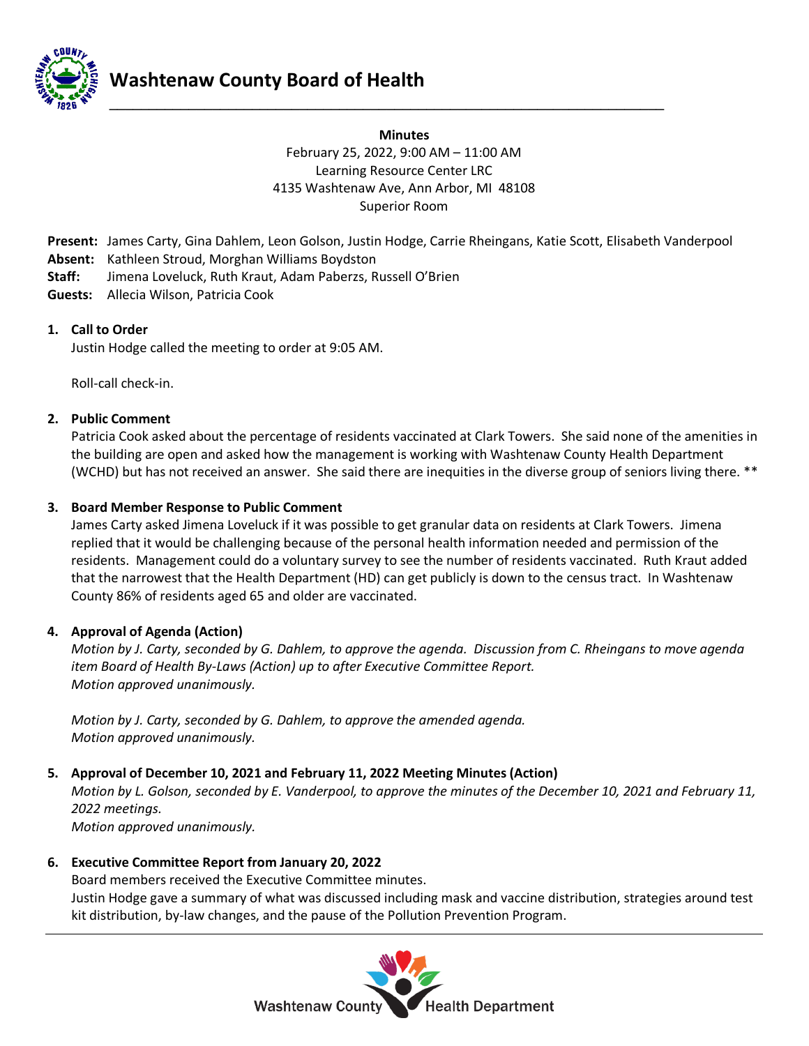# Washtenaw County Board of Health

**Minutes**

February 25, 2022, 9:00 AM – 11:00 AM
Learning Resource Center LRC
4135 Washtenaw Ave, Ann Arbor, MI 48108
Superior Room

**Present:** James Carty, Gina Dahlem, Leon Golson, Justin Hodge, Carrie Rheingans, Katie Scott, Elisabeth Vanderpool
**Absent:** Kathleen Stroud, Morghan Williams Boydston
**Staff:** Jimena Loveluck, Ruth Kraut, Adam Paberzs, Russell O'Brien
**Guests:** Allecia Wilson, Patricia Cook

1. **Call to Order**
   Justin Hodge called the meeting to order at 9:05 AM.

   Roll-call check-in.

2. **Public Comment**
   Patricia Cook asked about the percentage of residents vaccinated at Clark Towers. She said none of the amenities in the building are open and asked how the management is working with Washtenaw County Health Department (WCHD) but has not received an answer. She said there are inequities in the diverse group of seniors living there. **

3. **Board Member Response to Public Comment**
   James Carty asked Jimena Loveluck if it was possible to get granular data on residents at Clark Towers. Jimena replied that it would be challenging because of the personal health information needed and permission of the residents. Management could do a voluntary survey to see the number of residents vaccinated. Ruth Kraut added that the narrowest that the Health Department (HD) can get publicly is down to the census tract. In Washtenaw County 86% of residents aged 65 and older are vaccinated.

4. **Approval of Agenda (Action)**
   *Motion by J. Carty, seconded by G. Dahlem, to approve the agenda. Discussion from C. Rheingans to move agenda item Board of Health By-Laws (Action) up to after Executive Committee Report.*
   *Motion approved unanimously.*

   *Motion by J. Carty, seconded by G. Dahlem, to approve the amended agenda.*
   *Motion approved unanimously.*

5. **Approval of December 10, 2021 and February 11, 2022 Meeting Minutes (Action)**
   *Motion by L. Golson, seconded by E. Vanderpool, to approve the minutes of the December 10, 2021 and February 11, 2022 meetings.*
   *Motion approved unanimously.*

6. **Executive Committee Report from January 20, 2022**
   Board members received the Executive Committee minutes.
   Justin Hodge gave a summary of what was discussed including mask and vaccine distribution, strategies around test kit distribution, by-law changes, and the pause of the Pollution Prevention Program.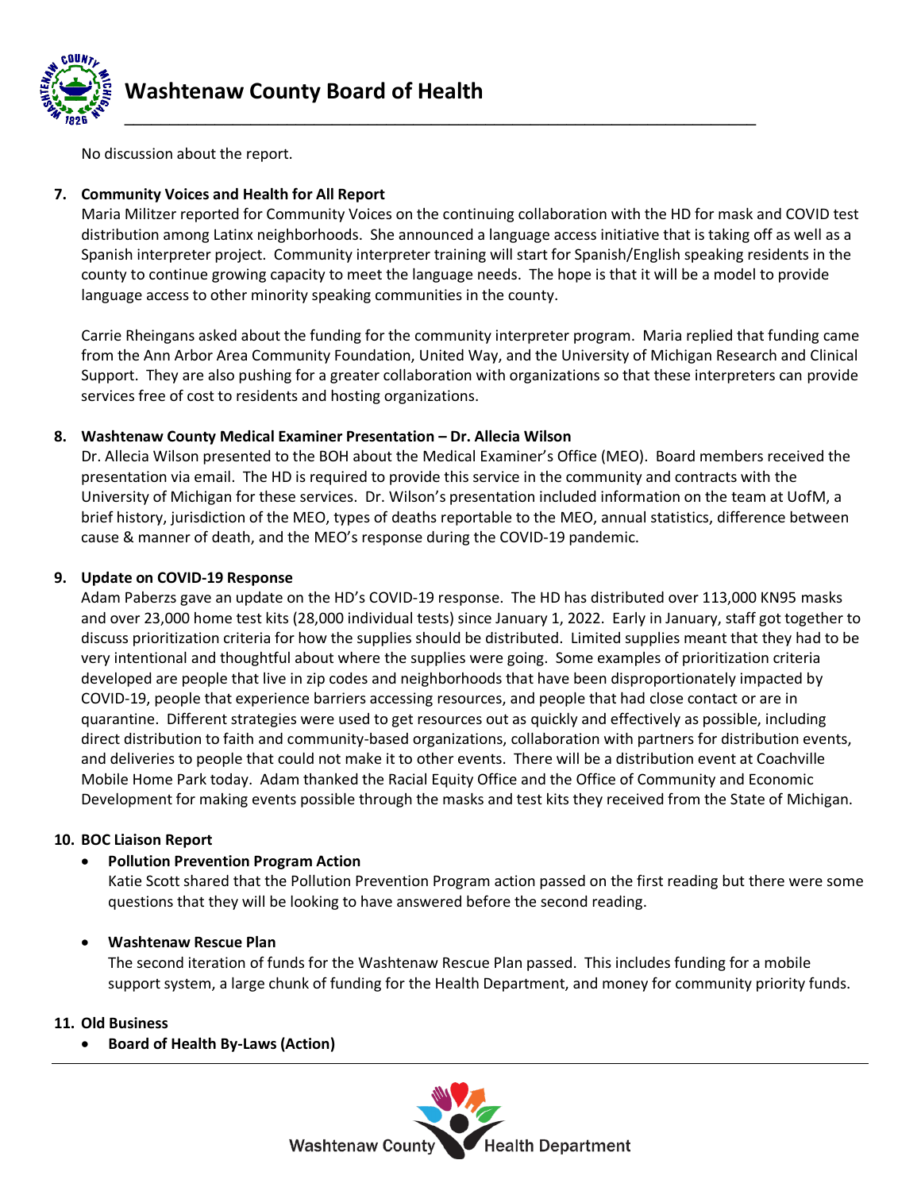No discussion about the report.

7. **Community Voices and Health for All Report**
   Maria Militzer reported for Community Voices on the continuing collaboration with the HD for mask and COVID test distribution among Latinx neighborhoods. She announced a language access initiative that is taking off as well as a Spanish interpreter project. Community interpreter training will start for Spanish/English speaking residents in the county to continue growing capacity to meet the language needs. The hope is that it will be a model to provide language access to other minority speaking communities in the county.

   Carrie Rheingans asked about the funding for the community interpreter program. Maria replied that funding came from the Ann Arbor Area Community Foundation, United Way, and the University of Michigan Research and Clinical Support. They are also pushing for a greater collaboration with organizations so that these interpreters can provide services free of cost to residents and hosting organizations.

8. **Washtenaw County Medical Examiner Presentation – Dr. Allecia Wilson**
   Dr. Allecia Wilson presented to the BOH about the Medical Examiner's Office (MEO). Board members received the presentation via email. The HD is required to provide this service in the community and contracts with the University of Michigan for these services. Dr. Wilson's presentation included information on the team at UofM, a brief history, jurisdiction of the MEO, types of deaths reportable to the MEO, annual statistics, difference between cause & manner of death, and the MEO's response during the COVID-19 pandemic.

9. **Update on COVID-19 Response**
   Adam Paberzs gave an update on the HD's COVID-19 response. The HD has distributed over 113,000 KN95 masks and over 23,000 home test kits (28,000 individual tests) since January 1, 2022. Early in January, staff got together to discuss prioritization criteria for how the supplies should be distributed. Limited supplies meant that they had to be very intentional and thoughtful about where the supplies were going. Some examples of prioritization criteria developed are people that live in zip codes and neighborhoods that have been disproportionately impacted by COVID-19, people that experience barriers accessing resources, and people that had close contact or are in quarantine. Different strategies were used to get resources out as quickly and effectively as possible, including direct distribution to faith and community-based organizations, collaboration with partners for distribution events, and deliveries to people that could not make it to other events. There will be a distribution event at Coachville Mobile Home Park today. Adam thanked the Racial Equity Office and the Office of Community and Economic Development for making events possible through the masks and test kits they received from the State of Michigan.

10. **BOC Liaison Report**
    - **Pollution Prevention Program Action**
      Katie Scott shared that the Pollution Prevention Program action passed on the first reading but there were some questions that they will be looking to have answered before the second reading.

    - **Washtenaw Rescue Plan**
      The second iteration of funds for the Washtenaw Rescue Plan passed. This includes funding for a mobile support system, a large chunk of funding for the Health Department, and money for community priority funds.

11. **Old Business**
    - **Board of Health By-Laws (Action)**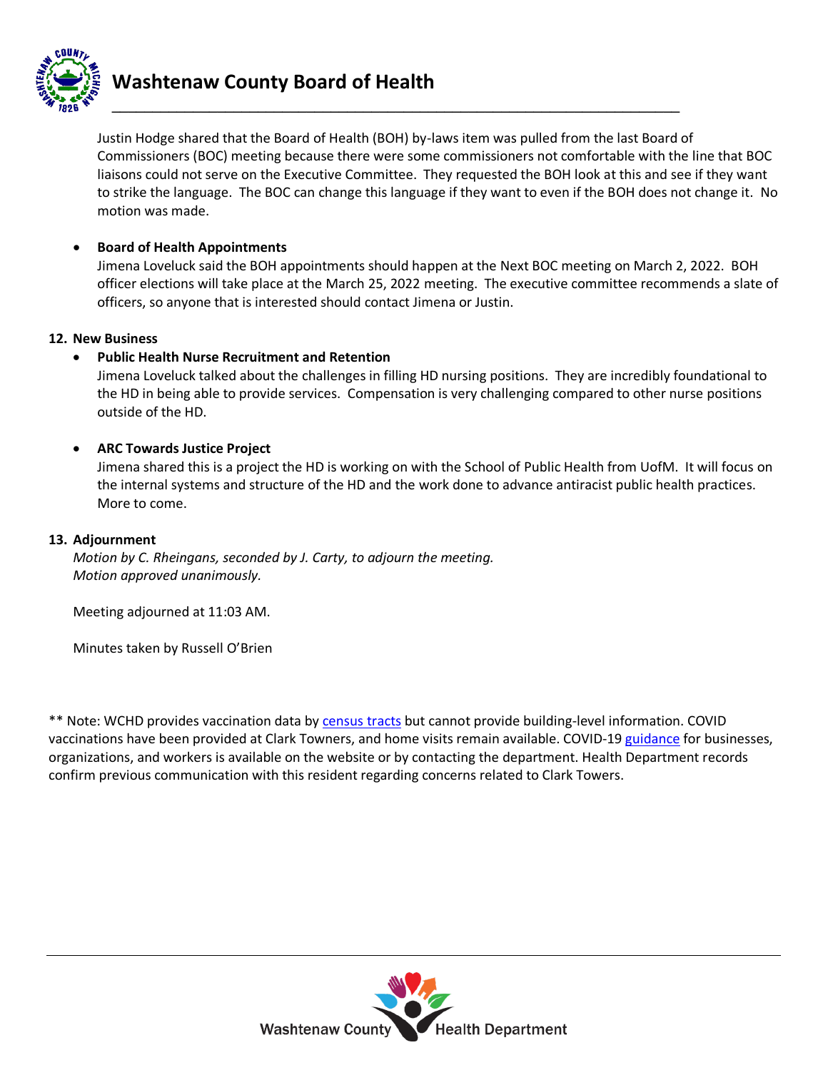Justin Hodge shared that the Board of Health (BOH) by-laws item was pulled from the last Board of Commissioners (BOC) meeting because there were some commissioners not comfortable with the line that BOC liaisons could not serve on the Executive Committee. They requested the BOH look at this and see if they want to strike the language. The BOC can change this language if they want to even if the BOH does not change it. No motion was made.

- **Board of Health Appointments**
  Jimena Loveluck said the BOH appointments should happen at the Next BOC meeting on March 2, 2022. BOH officer elections will take place at the March 25, 2022 meeting. The executive committee recommends a slate of officers, so anyone that is interested should contact Jimena or Justin.

**12. New Business**

- **Public Health Nurse Recruitment and Retention**
  Jimena Loveluck talked about the challenges in filling HD nursing positions. They are incredibly foundational to the HD in being able to provide services. Compensation is very challenging compared to other nurse positions outside of the HD.

- **ARC Towards Justice Project**
  Jimena shared this is a project the HD is working on with the School of Public Health from UofM. It will focus on the internal systems and structure of the HD and the work done to advance antiracist public health practices. More to come.

**13. Adjournment**

*Motion by C. Rheingans, seconded by J. Carty, to adjourn the meeting.*
*Motion approved unanimously.*

Meeting adjourned at 11:03 AM.

Minutes taken by Russell O'Brien

** Note: WCHD provides vaccination data by census tracts but cannot provide building-level information. COVID vaccinations have been provided at Clark Towners, and home visits remain available. COVID-19 guidance for businesses, organizations, and workers is available on the website or by contacting the department. Health Department records confirm previous communication with this resident regarding concerns related to Clark Towers.